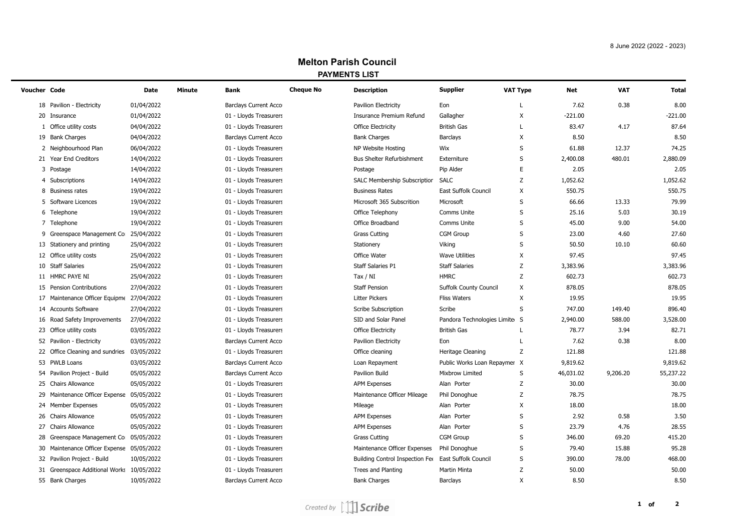8 June 2022 (2022 - 2023)

# Melton Parish Council

## PAYMENTS LIST

| Voucher | Code | Date | Minute | Bank | Cheque No | Description | Supplier | VAT Type | Net | VAT | Total |
|---|---|---|---|---|---|---|---|---|---|---|---|
| 18 | Pavilion - Electricity | 01/04/2022 | | Barclays Current Acco | | Pavilion Electricity | Eon | L | 7.62 | 0.38 | 8.00 |
| 20 | Insurance | 01/04/2022 | | 01 - Lloyds Treasurers | | Insurance Premium Refund | Gallagher | X | -221.00 | | -221.00 |
| 1 | Office utility costs | 04/04/2022 | | 01 - Lloyds Treasurers | | Office Electricity | British Gas | L | 83.47 | 4.17 | 87.64 |
| 19 | Bank Charges | 04/04/2022 | | Barclays Current Acco | | Bank Charges | Barclays | X | 8.50 | | 8.50 |
| 2 | Neighbourhood Plan | 06/04/2022 | | 01 - Lloyds Treasurers | | NP Website Hosting | Wix | S | 61.88 | 12.37 | 74.25 |
| 21 | Year End Creditors | 14/04/2022 | | 01 - Lloyds Treasurers | | Bus Shelter Refurbishment | Externiture | S | 2,400.08 | 480.01 | 2,880.09 |
| 3 | Postage | 14/04/2022 | | 01 - Lloyds Treasurers | | Postage | Pip Alder | E | 2.05 | | 2.05 |
| 4 | Subscriptions | 14/04/2022 | | 01 - Lloyds Treasurers | | SALC Membership Subscriptior | SALC | Z | 1,052.62 | | 1,052.62 |
| 8 | Business rates | 19/04/2022 | | 01 - Lloyds Treasurers | | Business Rates | East Suffolk Council | X | 550.75 | | 550.75 |
| 5 | Software Licences | 19/04/2022 | | 01 - Lloyds Treasurers | | Microsoft 365 Subscrition | Microsoft | S | 66.66 | 13.33 | 79.99 |
| 6 | Telephone | 19/04/2022 | | 01 - Lloyds Treasurers | | Office Telephony | Comms Unite | S | 25.16 | 5.03 | 30.19 |
| 7 | Telephone | 19/04/2022 | | 01 - Lloyds Treasurers | | Office Broadband | Comms Unite | S | 45.00 | 9.00 | 54.00 |
| 9 | Greenspace Management Co | 25/04/2022 | | 01 - Lloyds Treasurers | | Grass Cutting | CGM Group | S | 23.00 | 4.60 | 27.60 |
| 13 | Stationery and printing | 25/04/2022 | | 01 - Lloyds Treasurers | | Stationery | Viking | S | 50.50 | 10.10 | 60.60 |
| 12 | Office utility costs | 25/04/2022 | | 01 - Lloyds Treasurers | | Office Water | Wave Utilities | X | 97.45 | | 97.45 |
| 10 | Staff Salaries | 25/04/2022 | | 01 - Lloyds Treasurers | | Staff Salaries P1 | Staff Salaries | Z | 3,383.96 | | 3,383.96 |
| 11 | HMRC PAYE NI | 25/04/2022 | | 01 - Lloyds Treasurers | | Tax / NI | HMRC | Z | 602.73 | | 602.73 |
| 15 | Pension Contributions | 27/04/2022 | | 01 - Lloyds Treasurers | | Staff Pension | Suffolk County Council | X | 878.05 | | 878.05 |
| 17 | Maintenance Officer Equipme | 27/04/2022 | | 01 - Lloyds Treasurers | | Litter Pickers | Fliss Waters | X | 19.95 | | 19.95 |
| 14 | Accounts Software | 27/04/2022 | | 01 - Lloyds Treasurers | | Scribe Subscription | Scribe | S | 747.00 | 149.40 | 896.40 |
| 16 | Road Safety Improvements | 27/04/2022 | | 01 - Lloyds Treasurers | | SID and Solar Panel | Pandora Technologies Limite | S | 2,940.00 | 588.00 | 3,528.00 |
| 23 | Office utility costs | 03/05/2022 | | 01 - Lloyds Treasurers | | Office Electricity | British Gas | L | 78.77 | 3.94 | 82.71 |
| 52 | Pavilion - Electricity | 03/05/2022 | | Barclays Current Acco | | Pavilion Electricity | Eon | L | 7.62 | 0.38 | 8.00 |
| 22 | Office Cleaning and sundries | 03/05/2022 | | 01 - Lloyds Treasurers | | Office cleaning | Heritage Cleaning | Z | 121.88 | | 121.88 |
| 53 | PWLB Loans | 03/05/2022 | | Barclays Current Acco | | Loan Repayment | Public Works Loan Repaymer | X | 9,819.62 | | 9,819.62 |
| 54 | Pavilion Project - Build | 05/05/2022 | | Barclays Current Acco | | Pavilion Build | Mixbrow Limited | S | 46,031.02 | 9,206.20 | 55,237.22 |
| 25 | Chairs Allowance | 05/05/2022 | | 01 - Lloyds Treasurers | | APM Expenses | Alan Porter | Z | 30.00 | | 30.00 |
| 29 | Maintenance Officer Expense | 05/05/2022 | | 01 - Lloyds Treasurers | | Maintenance Officer Mileage | Phil Donoghue | Z | 78.75 | | 78.75 |
| 24 | Member Expenses | 05/05/2022 | | 01 - Lloyds Treasurers | | Mileage | Alan Porter | X | 18.00 | | 18.00 |
| 26 | Chairs Allowance | 05/05/2022 | | 01 - Lloyds Treasurers | | APM Expenses | Alan Porter | S | 2.92 | 0.58 | 3.50 |
| 27 | Chairs Allowance | 05/05/2022 | | 01 - Lloyds Treasurers | | APM Expenses | Alan Porter | S | 23.79 | 4.76 | 28.55 |
| 28 | Greenspace Management Co | 05/05/2022 | | 01 - Lloyds Treasurers | | Grass Cutting | CGM Group | S | 346.00 | 69.20 | 415.20 |
| 30 | Maintenance Officer Expense | 05/05/2022 | | 01 - Lloyds Treasurers | | Maintenance Officer Expenses | Phil Donoghue | S | 79.40 | 15.88 | 95.28 |
| 32 | Pavilion Project - Build | 10/05/2022 | | 01 - Lloyds Treasurers | | Building Control Inspection Fee | East Suffolk Council | S | 390.00 | 78.00 | 468.00 |
| 31 | Greenspace Additional Works | 10/05/2022 | | 01 - Lloyds Treasurers | | Trees and Planting | Martin Minta | Z | 50.00 | | 50.00 |
| 55 | Bank Charges | 10/05/2022 | | Barclays Current Acco | | Bank Charges | Barclays | X | 8.50 | | 8.50 |

Created by Scribe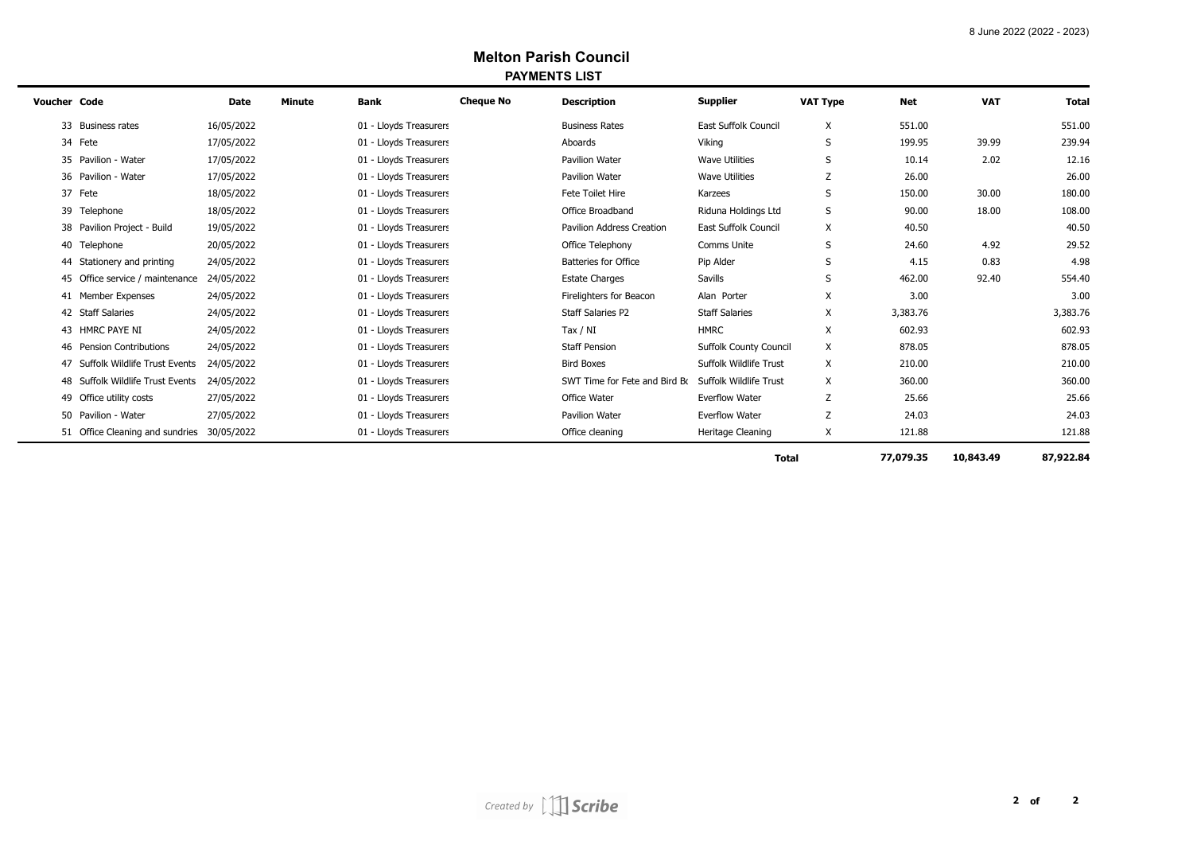8 June 2022 (2022 - 2023)

# Melton Parish Council

## PAYMENTS LIST

| Voucher | Code | Date | Minute | Bank | Cheque No | Description | Supplier | VAT Type | Net | VAT | Total |
|---|---|---|---|---|---|---|---|---|---|---|---|
| 33 | Business rates | 16/05/2022 | | 01 - Lloyds Treasurers | | Business Rates | East Suffolk Council | X | 551.00 | | 551.00 |
| 34 | Fete | 17/05/2022 | | 01 - Lloyds Treasurers | | Aboards | Viking | S | 199.95 | 39.99 | 239.94 |
| 35 | Pavilion - Water | 17/05/2022 | | 01 - Lloyds Treasurers | | Pavilion Water | Wave Utilities | S | 10.14 | 2.02 | 12.16 |
| 36 | Pavilion - Water | 17/05/2022 | | 01 - Lloyds Treasurers | | Pavilion Water | Wave Utilities | Z | 26.00 | | 26.00 |
| 37 | Fete | 18/05/2022 | | 01 - Lloyds Treasurers | | Fete Toilet Hire | Karzees | S | 150.00 | 30.00 | 180.00 |
| 39 | Telephone | 18/05/2022 | | 01 - Lloyds Treasurers | | Office Broadband | Riduna Holdings Ltd | S | 90.00 | 18.00 | 108.00 |
| 38 | Pavilion Project - Build | 19/05/2022 | | 01 - Lloyds Treasurers | | Pavilion Address Creation | East Suffolk Council | X | 40.50 | | 40.50 |
| 40 | Telephone | 20/05/2022 | | 01 - Lloyds Treasurers | | Office Telephony | Comms Unite | S | 24.60 | 4.92 | 29.52 |
| 44 | Stationery and printing | 24/05/2022 | | 01 - Lloyds Treasurers | | Batteries for Office | Pip Alder | S | 4.15 | 0.83 | 4.98 |
| 45 | Office service / maintenance | 24/05/2022 | | 01 - Lloyds Treasurers | | Estate Charges | Savills | S | 462.00 | 92.40 | 554.40 |
| 41 | Member Expenses | 24/05/2022 | | 01 - Lloyds Treasurers | | Firelighters for Beacon | Alan Porter | X | 3.00 | | 3.00 |
| 42 | Staff Salaries | 24/05/2022 | | 01 - Lloyds Treasurers | | Staff Salaries P2 | Staff Salaries | X | 3,383.76 | | 3,383.76 |
| 43 | HMRC PAYE NI | 24/05/2022 | | 01 - Lloyds Treasurers | | Tax / NI | HMRC | X | 602.93 | | 602.93 |
| 46 | Pension Contributions | 24/05/2022 | | 01 - Lloyds Treasurers | | Staff Pension | Suffolk County Council | X | 878.05 | | 878.05 |
| 47 | Suffolk Wildlife Trust Events | 24/05/2022 | | 01 - Lloyds Treasurers | | Bird Boxes | Suffolk Wildlife Trust | X | 210.00 | | 210.00 |
| 48 | Suffolk Wildlife Trust Events | 24/05/2022 | | 01 - Lloyds Treasurers | | SWT Time for Fete and Bird Bo | Suffolk Wildlife Trust | X | 360.00 | | 360.00 |
| 49 | Office utility costs | 27/05/2022 | | 01 - Lloyds Treasurers | | Office Water | Everflow Water | Z | 25.66 | | 25.66 |
| 50 | Pavilion - Water | 27/05/2022 | | 01 - Lloyds Treasurers | | Pavilion Water | Everflow Water | Z | 24.03 | | 24.03 |
| 51 | Office Cleaning and sundries | 30/05/2022 | | 01 - Lloyds Treasurers | | Office cleaning | Heritage Cleaning | X | 121.88 | | 121.88 |
| | | | | | | | **Total** | | **77,079.35** | **10,843.49** | **87,922.84** |

*Created by Scribe*